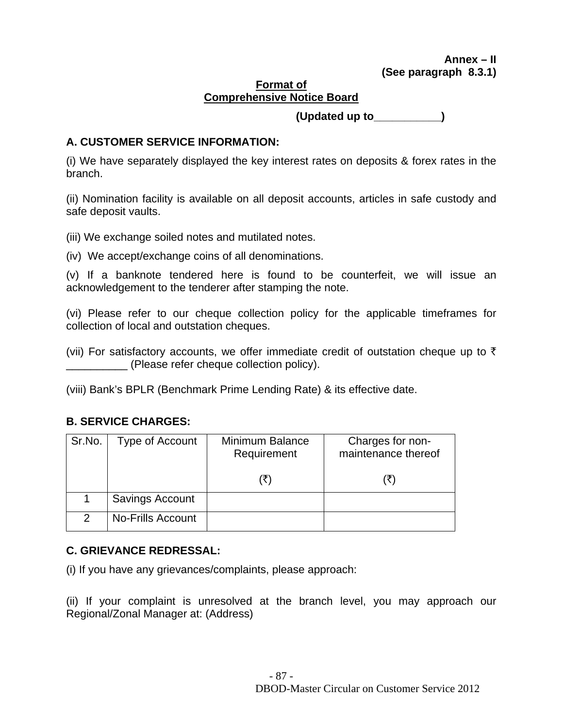**Annex – II**
**(See paragraph 8.3.1)**

## Format of Comprehensive Notice Board

**(Updated up to__________)**

### A. CUSTOMER SERVICE INFORMATION:

(i) We have separately displayed the key interest rates on deposits & forex rates in the branch.

(ii) Nomination facility is available on all deposit accounts, articles in safe custody and safe deposit vaults.

(iii) We exchange soiled notes and mutilated notes.

(iv) We accept/exchange coins of all denominations.

(v) If a banknote tendered here is found to be counterfeit, we will issue an acknowledgement to the tenderer after stamping the note.

(vi) Please refer to our cheque collection policy for the applicable timeframes for collection of local and outstation cheques.

(vii) For satisfactory accounts, we offer immediate credit of outstation cheque up to ₹ __________ (Please refer cheque collection policy).

(viii) Bank's BPLR (Benchmark Prime Lending Rate) & its effective date.

### B. SERVICE CHARGES:

| Sr.No. | Type of Account | Minimum Balance Requirement (₹) | Charges for non-maintenance thereof (₹) |
|---|---|---|---|
| 1 | Savings Account | | |
| 2 | No-Frills Account | | |

### C. GRIEVANCE REDRESSAL:

(i) If you have any grievances/complaints, please approach:

(ii) If your complaint is unresolved at the branch level, you may approach our Regional/Zonal Manager at: (Address)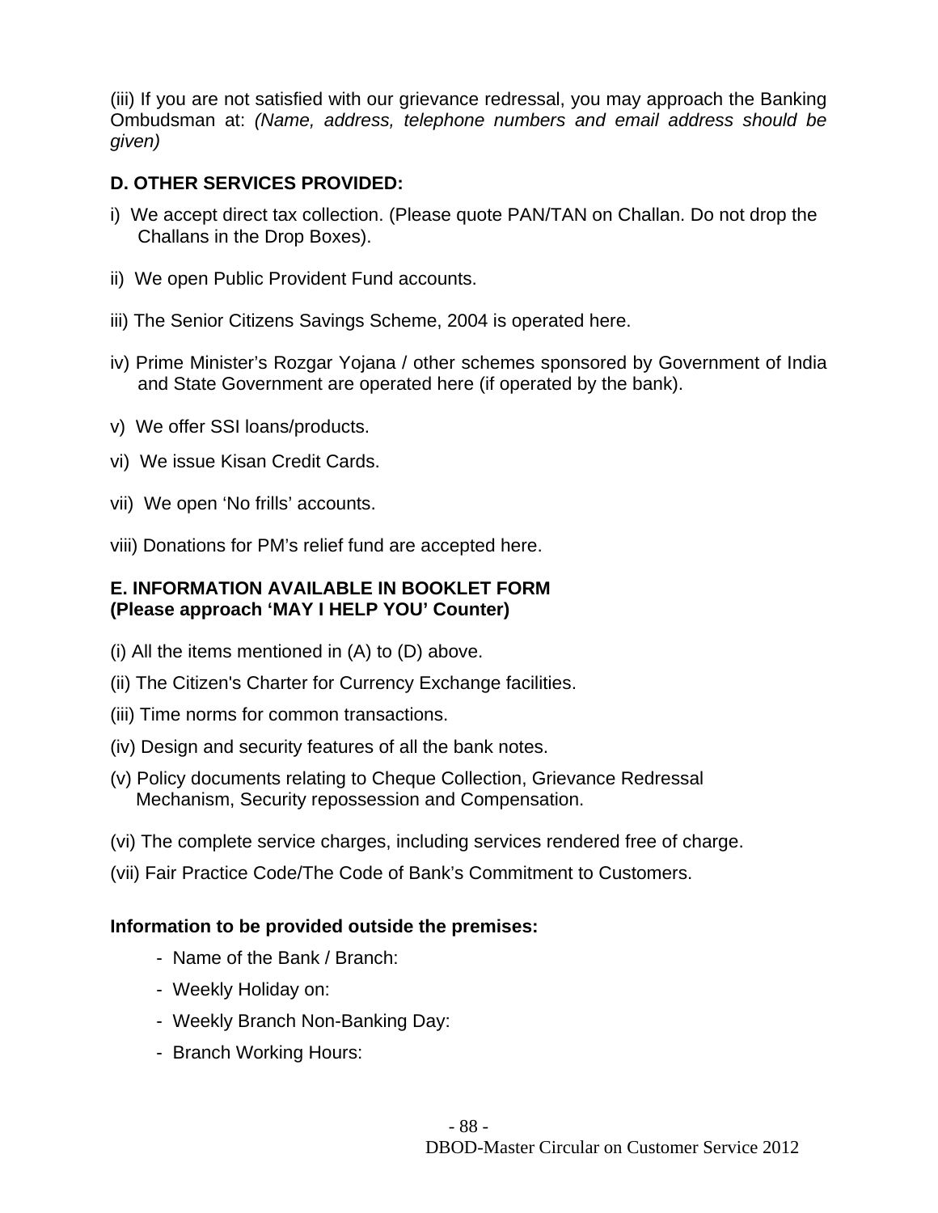(iii) If you are not satisfied with our grievance redressal, you may approach the Banking Ombudsman at: *(Name, address, telephone numbers and email address should be given)*

### D. OTHER SERVICES PROVIDED:

i) We accept direct tax collection. (Please quote PAN/TAN on Challan. Do not drop the Challans in the Drop Boxes).

ii) We open Public Provident Fund accounts.

iii) The Senior Citizens Savings Scheme, 2004 is operated here.

iv) Prime Minister's Rozgar Yojana / other schemes sponsored by Government of India and State Government are operated here (if operated by the bank).

v) We offer SSI loans/products.

vi) We issue Kisan Credit Cards.

vii) We open 'No frills' accounts.

viii) Donations for PM's relief fund are accepted here.

### E. INFORMATION AVAILABLE IN BOOKLET FORM (Please approach 'MAY I HELP YOU' Counter)

(i) All the items mentioned in (A) to (D) above.

(ii) The Citizen's Charter for Currency Exchange facilities.

(iii) Time norms for common transactions.

(iv) Design and security features of all the bank notes.

(v) Policy documents relating to Cheque Collection, Grievance Redressal Mechanism, Security repossession and Compensation.

(vi) The complete service charges, including services rendered free of charge.

(vii) Fair Practice Code/The Code of Bank's Commitment to Customers.

**Information to be provided outside the premises:**

- Name of the Bank / Branch:
- Weekly Holiday on:
- Weekly Branch Non-Banking Day:
- Branch Working Hours: